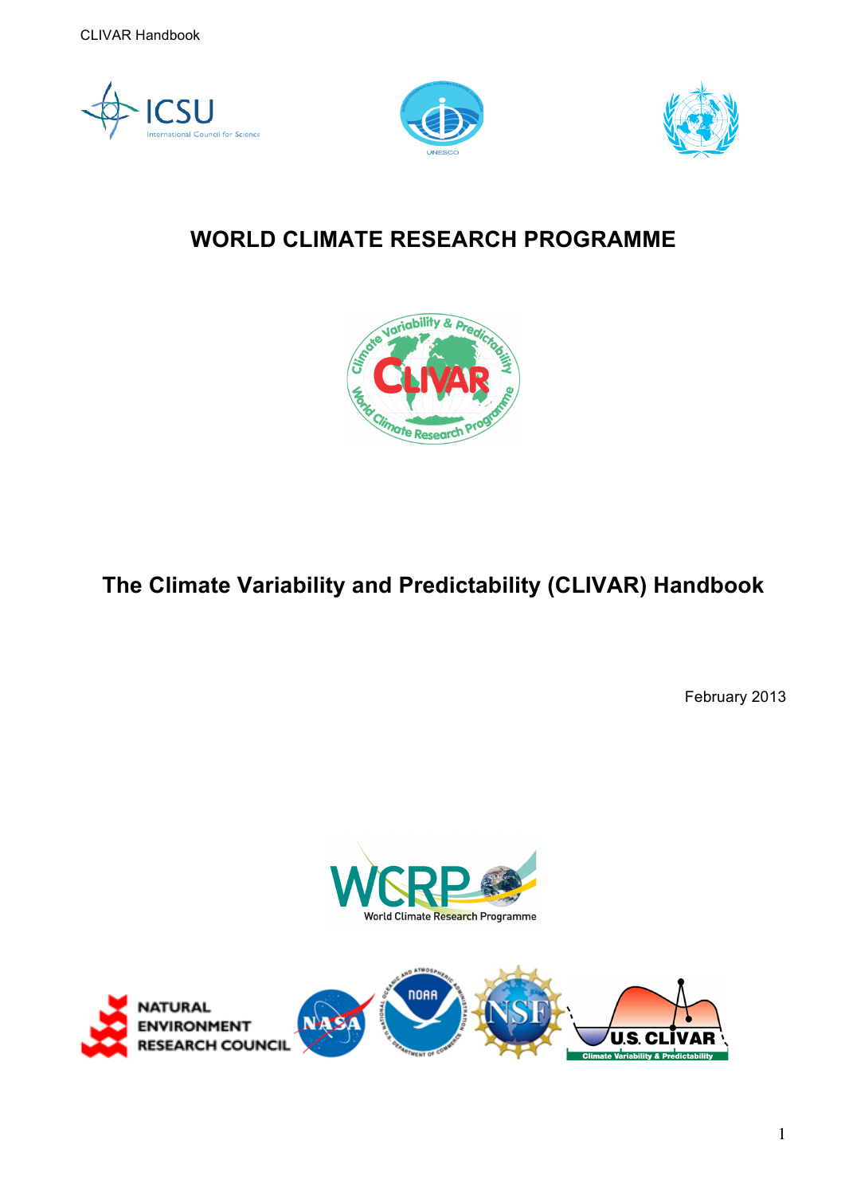# WORLD CLIMATE RESEARCH PROGRAMME

# The Climate Variability and Predictability (CLIVAR) Handbook

February 2013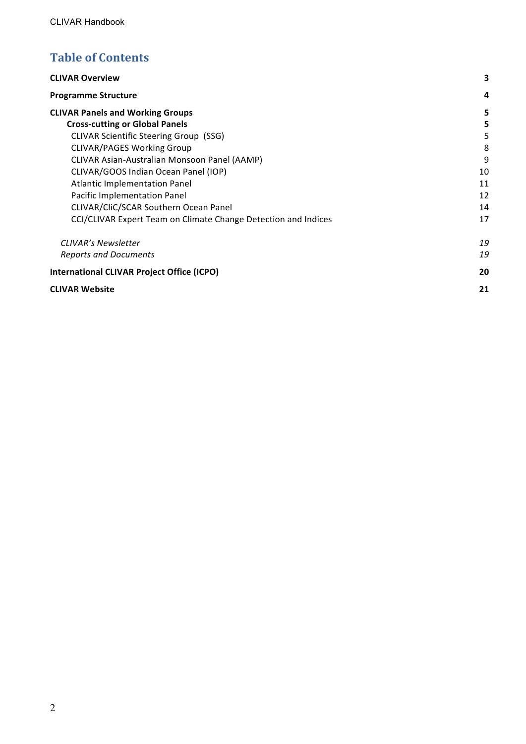# Table of Contents

| | |
|---|---|
| **CLIVAR Overview** | **3** |
| **Programme Structure** | **4** |
| **CLIVAR Panels and Working Groups** | **5** |
| **Cross-cutting or Global Panels** | **5** |
| CLIVAR Scientific Steering Group (SSG) | 5 |
| CLIVAR/PAGES Working Group | 8 |
| CLIVAR Asian-Australian Monsoon Panel (AAMP) | 9 |
| CLIVAR/GOOS Indian Ocean Panel (IOP) | 10 |
| Atlantic Implementation Panel | 11 |
| Pacific Implementation Panel | 12 |
| CLIVAR/CliC/SCAR Southern Ocean Panel | 14 |
| CCI/CLIVAR Expert Team on Climate Change Detection and Indices | 17 |
| *CLIVAR's Newsletter* | *19* |
| *Reports and Documents* | *19* |
| **International CLIVAR Project Office (ICPO)** | **20** |
| **CLIVAR Website** | **21** |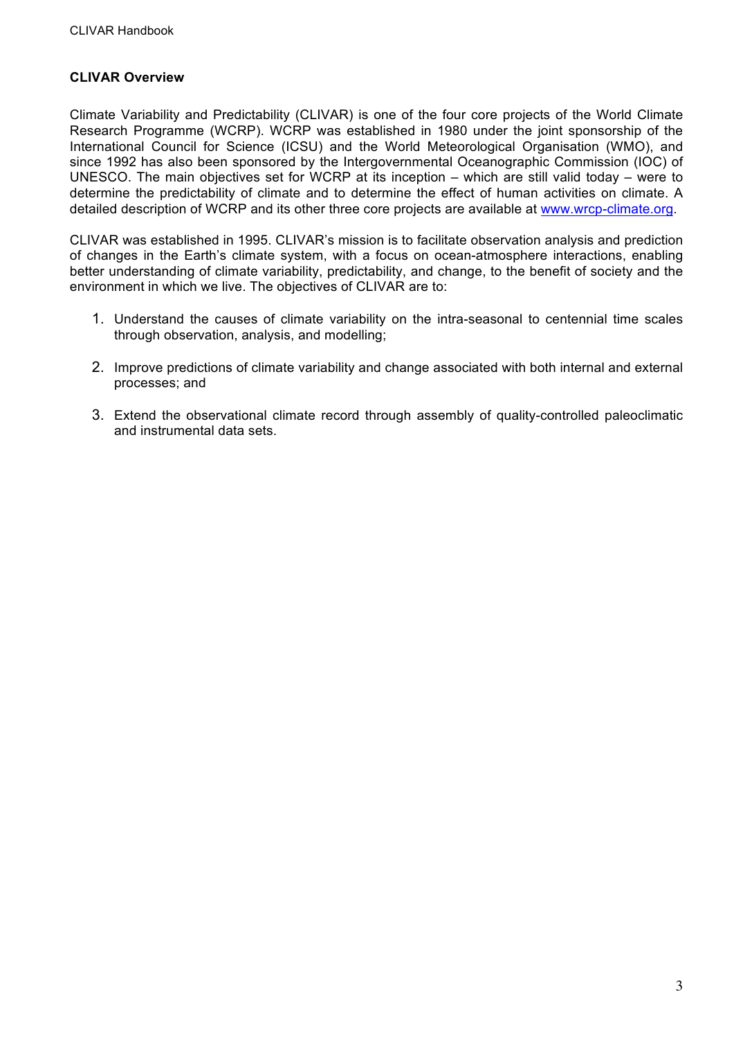## CLIVAR Overview

Climate Variability and Predictability (CLIVAR) is one of the four core projects of the World Climate Research Programme (WCRP). WCRP was established in 1980 under the joint sponsorship of the International Council for Science (ICSU) and the World Meteorological Organisation (WMO), and since 1992 has also been sponsored by the Intergovernmental Oceanographic Commission (IOC) of UNESCO. The main objectives set for WCRP at its inception – which are still valid today – were to determine the predictability of climate and to determine the effect of human activities on climate. A detailed description of WCRP and its other three core projects are available at [www.wrcp-climate.org](http://www.wrcp-climate.org).

CLIVAR was established in 1995. CLIVAR's mission is to facilitate observation analysis and prediction of changes in the Earth's climate system, with a focus on ocean-atmosphere interactions, enabling better understanding of climate variability, predictability, and change, to the benefit of society and the environment in which we live. The objectives of CLIVAR are to:

1. Understand the causes of climate variability on the intra-seasonal to centennial time scales through observation, analysis, and modelling;

2. Improve predictions of climate variability and change associated with both internal and external processes; and

3. Extend the observational climate record through assembly of quality-controlled paleoclimatic and instrumental data sets.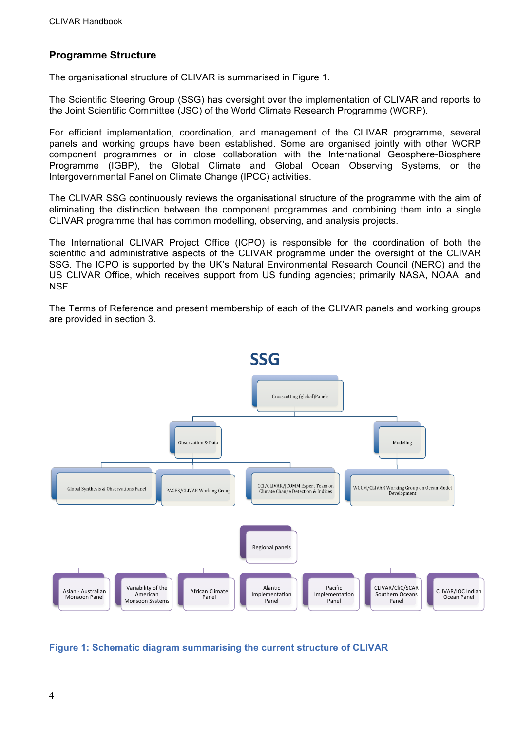## Programme Structure

The organisational structure of CLIVAR is summarised in Figure 1.

The Scientific Steering Group (SSG) has oversight over the implementation of CLIVAR and reports to the Joint Scientific Committee (JSC) of the World Climate Research Programme (WCRP).

For efficient implementation, coordination, and management of the CLIVAR programme, several panels and working groups have been established. Some are organised jointly with other WCRP component programmes or in close collaboration with the International Geosphere-Biosphere Programme (IGBP), the Global Climate and Global Ocean Observing Systems, or the Intergovernmental Panel on Climate Change (IPCC) activities.

The CLIVAR SSG continuously reviews the organisational structure of the programme with the aim of eliminating the distinction between the component programmes and combining them into a single CLIVAR programme that has common modelling, observing, and analysis projects.

The International CLIVAR Project Office (ICPO) is responsible for the coordination of both the scientific and administrative aspects of the CLIVAR programme under the oversight of the CLIVAR SSG. The ICPO is supported by the UK's Natural Environmental Research Council (NERC) and the US CLIVAR Office, which receives support from US funding agencies; primarily NASA, NOAA, and NSF.

The Terms of Reference and present membership of each of the CLIVAR panels and working groups are provided in section 3.

**SSG**

- Crosscutting (global)Panels
  - Observation & Data
    - Global Synthesis & Observations Panel
    - PAGES/CLIVAR Working Group
    - CCl/CLIVAR/JCOMM Expert Team on Climate Change Detection & Indices
  - Modeling
    - WGCM/CLIVAR Working Group on Ocean Model Development
- Regional panels
  - Asian - Australian Monsoon Panel
  - Variability of the American Monsoon Systems
  - African Climate Panel
  - Alantic Implementation Panel
  - Pacific Implementation Panel
  - CLIVAR/CliC/SCAR Southern Oceans Panel
  - CLIVAR/IOC Indian Ocean Panel

**Figure 1: Schematic diagram summarising the current structure of CLIVAR**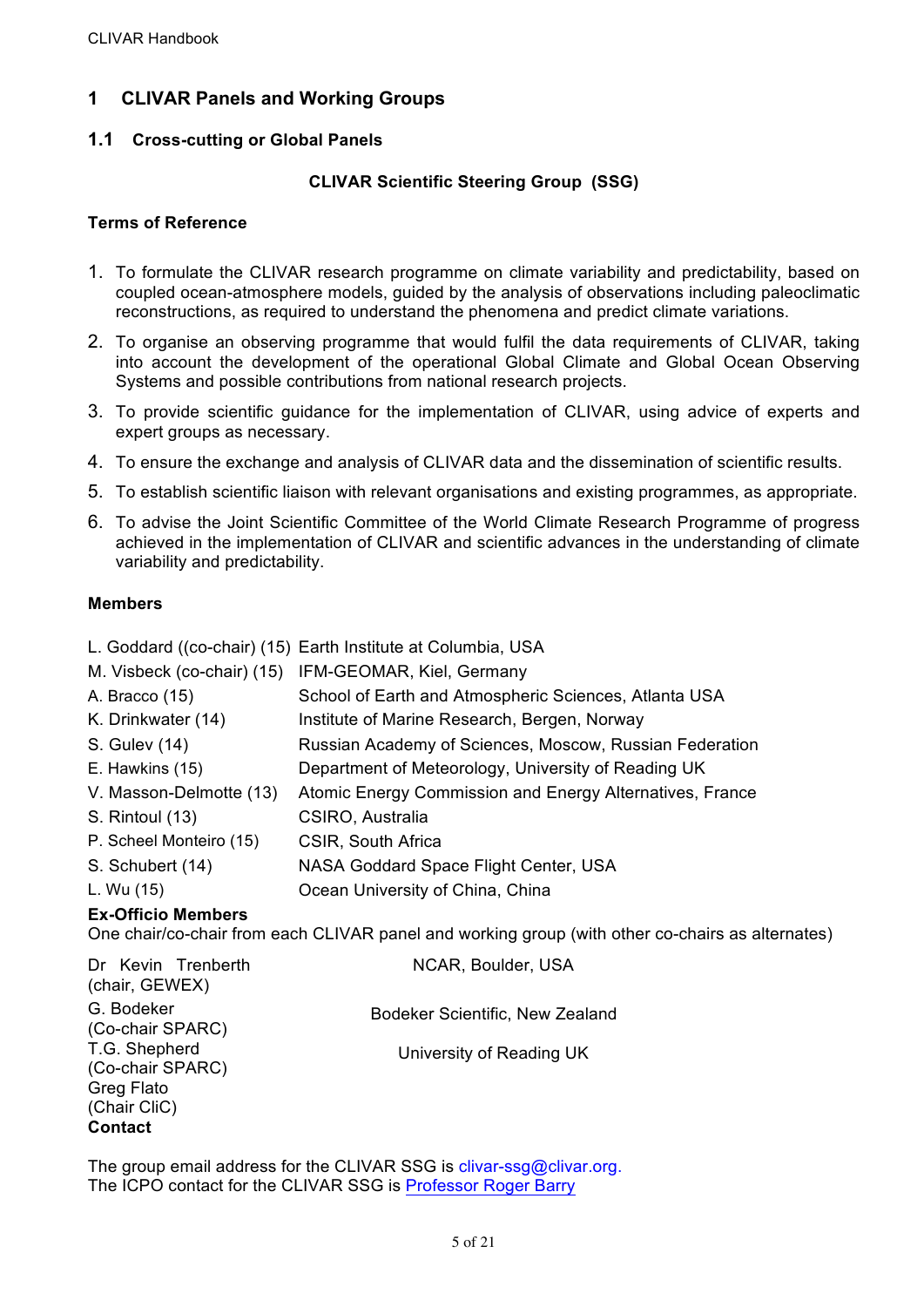# 1 CLIVAR Panels and Working Groups

## 1.1 Cross-cutting or Global Panels

### CLIVAR Scientific Steering Group (SSG)

**Terms of Reference**

1. To formulate the CLIVAR research programme on climate variability and predictability, based on coupled ocean-atmosphere models, guided by the analysis of observations including paleoclimatic reconstructions, as required to understand the phenomena and predict climate variations.
2. To organise an observing programme that would fulfil the data requirements of CLIVAR, taking into account the development of the operational Global Climate and Global Ocean Observing Systems and possible contributions from national research projects.
3. To provide scientific guidance for the implementation of CLIVAR, using advice of experts and expert groups as necessary.
4. To ensure the exchange and analysis of CLIVAR data and the dissemination of scientific results.
5. To establish scientific liaison with relevant organisations and existing programmes, as appropriate.
6. To advise the Joint Scientific Committee of the World Climate Research Programme of progress achieved in the implementation of CLIVAR and scientific advances in the understanding of climate variability and predictability.

**Members**

| | |
|---|---|
| L. Goddard ((co-chair) (15) | Earth Institute at Columbia, USA |
| M. Visbeck (co-chair) (15) | IFM-GEOMAR, Kiel, Germany |
| A. Bracco (15) | School of Earth and Atmospheric Sciences, Atlanta USA |
| K. Drinkwater (14) | Institute of Marine Research, Bergen, Norway |
| S. Gulev (14) | Russian Academy of Sciences, Moscow, Russian Federation |
| E. Hawkins (15) | Department of Meteorology, University of Reading UK |
| V. Masson-Delmotte (13) | Atomic Energy Commission and Energy Alternatives, France |
| S. Rintoul (13) | CSIRO, Australia |
| P. Scheel Monteiro (15) | CSIR, South Africa |
| S. Schubert (14) | NASA Goddard Space Flight Center, USA |
| L. Wu (15) | Ocean University of China, China |

**Ex-Officio Members**

One chair/co-chair from each CLIVAR panel and working group (with other co-chairs as alternates)

| | |
|---|---|
| Dr Kevin Trenberth (chair, GEWEX) | NCAR, Boulder, USA |
| G. Bodeker (Co-chair SPARC) | Bodeker Scientific, New Zealand |
| T.G. Shepherd (Co-chair SPARC) | University of Reading UK |
| Greg Flato (Chair CliC) | |

**Contact**

The group email address for the CLIVAR SSG is clivar-ssg@clivar.org.
The ICPO contact for the CLIVAR SSG is Professor Roger Barry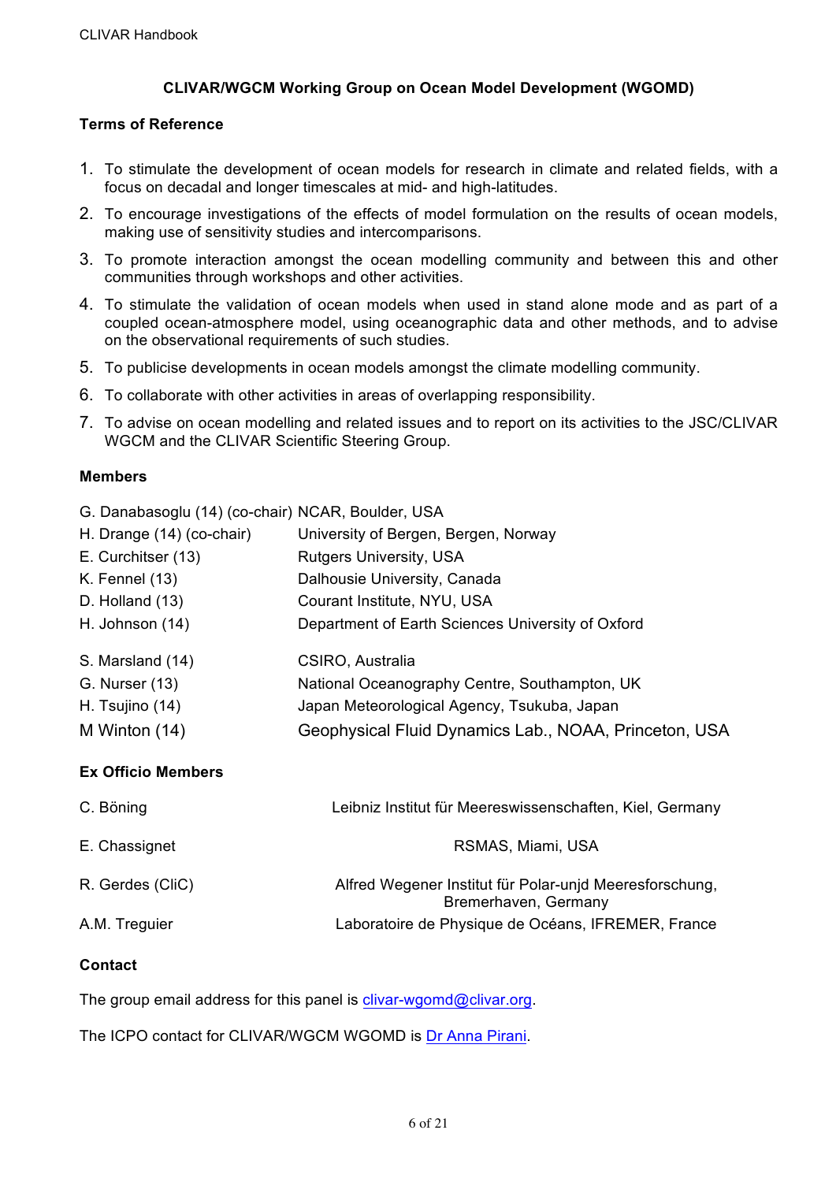## CLIVAR/WGCM Working Group on Ocean Model Development (WGOMD)

### Terms of Reference

1. To stimulate the development of ocean models for research in climate and related fields, with a focus on decadal and longer timescales at mid- and high-latitudes.
2. To encourage investigations of the effects of model formulation on the results of ocean models, making use of sensitivity studies and intercomparisons.
3. To promote interaction amongst the ocean modelling community and between this and other communities through workshops and other activities.
4. To stimulate the validation of ocean models when used in stand alone mode and as part of a coupled ocean-atmosphere model, using oceanographic data and other methods, and to advise on the observational requirements of such studies.
5. To publicise developments in ocean models amongst the climate modelling community.
6. To collaborate with other activities in areas of overlapping responsibility.
7. To advise on ocean modelling and related issues and to report on its activities to the JSC/CLIVAR WGCM and the CLIVAR Scientific Steering Group.

### Members

| | |
|---|---|
| G. Danabasoglu (14) (co-chair) | NCAR, Boulder, USA |
| H. Drange (14) (co-chair) | University of Bergen, Bergen, Norway |
| E. Curchitser (13) | Rutgers University, USA |
| K. Fennel (13) | Dalhousie University, Canada |
| D. Holland (13) | Courant Institute, NYU, USA |
| H. Johnson (14) | Department of Earth Sciences University of Oxford |
| S. Marsland (14) | CSIRO, Australia |
| G. Nurser (13) | National Oceanography Centre, Southampton, UK |
| H. Tsujino (14) | Japan Meteorological Agency, Tsukuba, Japan |
| M Winton (14) | Geophysical Fluid Dynamics Lab., NOAA, Princeton, USA |

### Ex Officio Members

| | |
|---|---|
| C. Böning | Leibniz Institut für Meereswissenschaften, Kiel, Germany |
| E. Chassignet | RSMAS, Miami, USA |
| R. Gerdes (CliC) | Alfred Wegener Institut für Polar-unjd Meeresforschung, Bremerhaven, Germany |
| A.M. Treguier | Laboratoire de Physique de Océans, IFREMER, France |

### Contact

The group email address for this panel is clivar-wgomd@clivar.org.

The ICPO contact for CLIVAR/WGCM WGOMD is Dr Anna Pirani.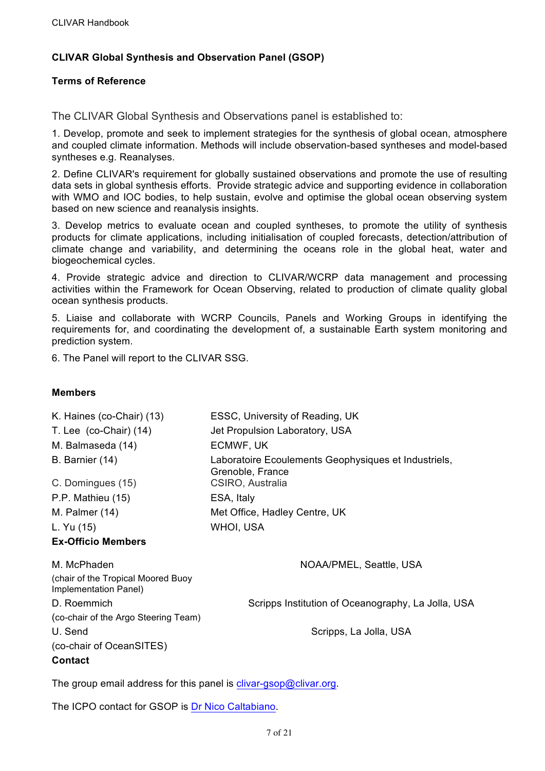**CLIVAR Global Synthesis and Observation Panel (GSOP)**

**Terms of Reference**

The CLIVAR Global Synthesis and Observations panel is established to:

1. Develop, promote and seek to implement strategies for the synthesis of global ocean, atmosphere and coupled climate information. Methods will include observation-based syntheses and model-based syntheses e.g. Reanalyses.

2. Define CLIVAR's requirement for globally sustained observations and promote the use of resulting data sets in global synthesis efforts. Provide strategic advice and supporting evidence in collaboration with WMO and IOC bodies, to help sustain, evolve and optimise the global ocean observing system based on new science and reanalysis insights.

3. Develop metrics to evaluate ocean and coupled syntheses, to promote the utility of synthesis products for climate applications, including initialisation of coupled forecasts, detection/attribution of climate change and variability, and determining the oceans role in the global heat, water and biogeochemical cycles.

4. Provide strategic advice and direction to CLIVAR/WCRP data management and processing activities within the Framework for Ocean Observing, related to production of climate quality global ocean synthesis products.

5. Liaise and collaborate with WCRP Councils, Panels and Working Groups in identifying the requirements for, and coordinating the development of, a sustainable Earth system monitoring and prediction system.

6. The Panel will report to the CLIVAR SSG.

**Members**

| | |
|---|---|
| K. Haines (co-Chair) (13) | ESSC, University of Reading, UK |
| T. Lee (co-Chair) (14) | Jet Propulsion Laboratory, USA |
| M. Balmaseda (14) | ECMWF, UK |
| B. Barnier (14) | Laboratoire Ecoulements Geophysiques et Industriels, Grenoble, France |
| C. Domingues (15) | CSIRO, Australia |
| P.P. Mathieu (15) | ESA, Italy |
| M. Palmer (14) | Met Office, Hadley Centre, UK |
| L. Yu (15) | WHOI, USA |

**Ex-Officio Members**

| | |
|---|---|
| M. McPhaden (chair of the Tropical Moored Buoy Implementation Panel) | NOAA/PMEL, Seattle, USA |
| D. Roemmich (co-chair of the Argo Steering Team) | Scripps Institution of Oceanography, La Jolla, USA |
| U. Send (co-chair of OceanSITES) | Scripps, La Jolla, USA |

**Contact**

The group email address for this panel is clivar-gsop@clivar.org.

The ICPO contact for GSOP is Dr Nico Caltabiano.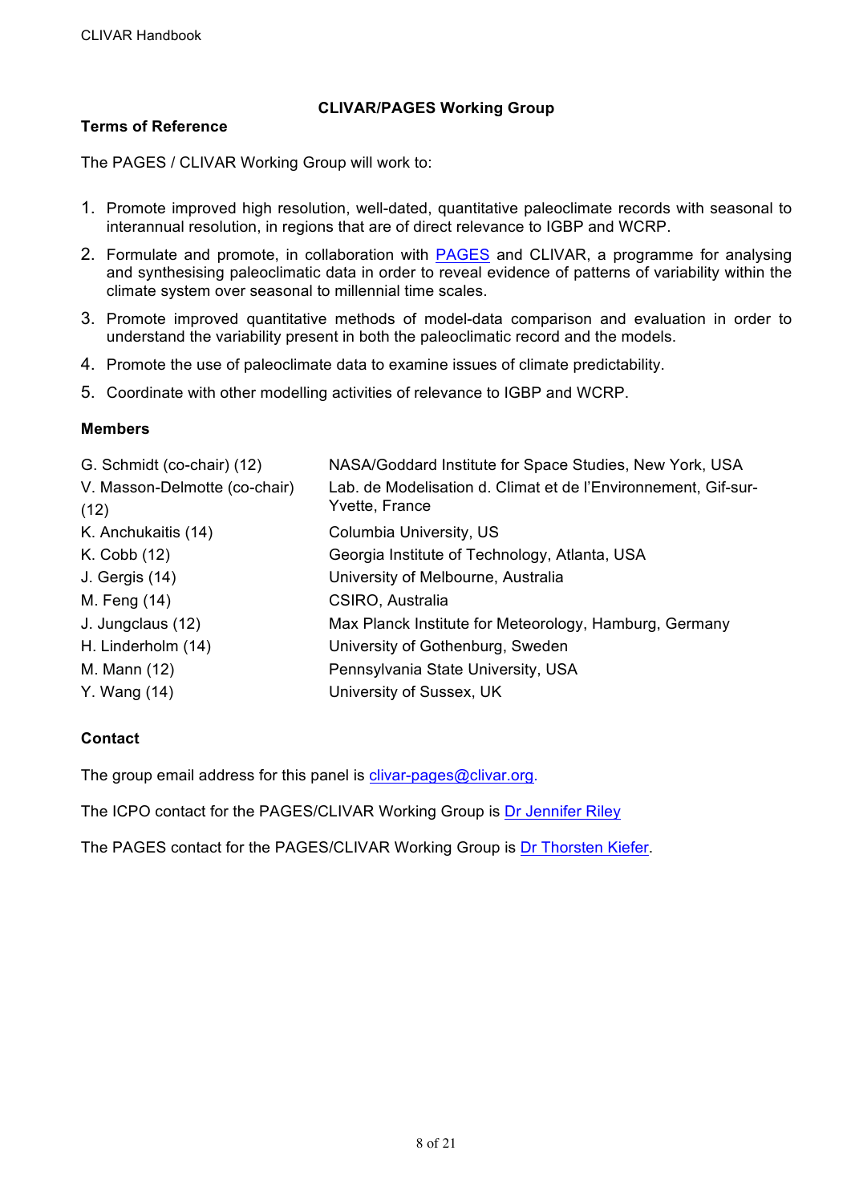## CLIVAR/PAGES Working Group

### Terms of Reference

The PAGES / CLIVAR Working Group will work to:

1. Promote improved high resolution, well-dated, quantitative paleoclimate records with seasonal to interannual resolution, in regions that are of direct relevance to IGBP and WCRP.
2. Formulate and promote, in collaboration with PAGES and CLIVAR, a programme for analysing and synthesising paleoclimatic data in order to reveal evidence of patterns of variability within the climate system over seasonal to millennial time scales.
3. Promote improved quantitative methods of model-data comparison and evaluation in order to understand the variability present in both the paleoclimatic record and the models.
4. Promote the use of paleoclimate data to examine issues of climate predictability.
5. Coordinate with other modelling activities of relevance to IGBP and WCRP.

### Members

| | |
|---|---|
| G. Schmidt (co-chair) (12) | NASA/Goddard Institute for Space Studies, New York, USA |
| V. Masson-Delmotte (co-chair) (12) | Lab. de Modelisation d. Climat et de l'Environnement, Gif-sur-Yvette, France |
| K. Anchukaitis (14) | Columbia University, US |
| K. Cobb (12) | Georgia Institute of Technology, Atlanta, USA |
| J. Gergis (14) | University of Melbourne, Australia |
| M. Feng (14) | CSIRO, Australia |
| J. Jungclaus (12) | Max Planck Institute for Meteorology, Hamburg, Germany |
| H. Linderholm (14) | University of Gothenburg, Sweden |
| M. Mann (12) | Pennsylvania State University, USA |
| Y. Wang (14) | University of Sussex, UK |

### Contact

The group email address for this panel is clivar-pages@clivar.org.

The ICPO contact for the PAGES/CLIVAR Working Group is Dr Jennifer Riley

The PAGES contact for the PAGES/CLIVAR Working Group is Dr Thorsten Kiefer.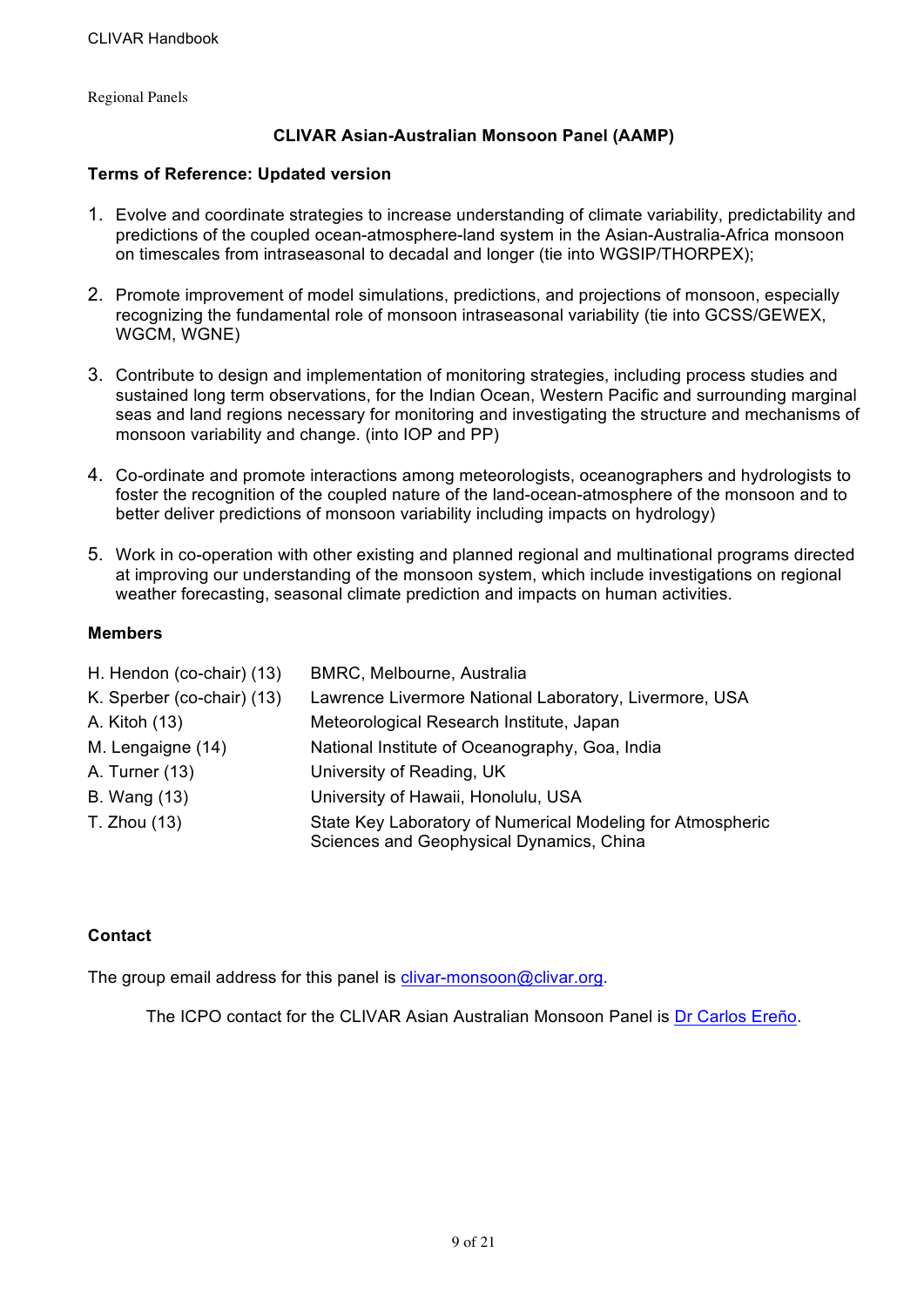Regional Panels

## CLIVAR Asian-Australian Monsoon Panel (AAMP)

### Terms of Reference: Updated version

1. Evolve and coordinate strategies to increase understanding of climate variability, predictability and predictions of the coupled ocean-atmosphere-land system in the Asian-Australia-Africa monsoon on timescales from intraseasonal to decadal and longer (tie into WGSIP/THORPEX);

2. Promote improvement of model simulations, predictions, and projections of monsoon, especially recognizing the fundamental role of monsoon intraseasonal variability (tie into GCSS/GEWEX, WGCM, WGNE)

3. Contribute to design and implementation of monitoring strategies, including process studies and sustained long term observations, for the Indian Ocean, Western Pacific and surrounding marginal seas and land regions necessary for monitoring and investigating the structure and mechanisms of monsoon variability and change. (into IOP and PP)

4. Co-ordinate and promote interactions among meteorologists, oceanographers and hydrologists to foster the recognition of the coupled nature of the land-ocean-atmosphere of the monsoon and to better deliver predictions of monsoon variability including impacts on hydrology)

5. Work in co-operation with other existing and planned regional and multinational programs directed at improving our understanding of the monsoon system, which include investigations on regional weather forecasting, seasonal climate prediction and impacts on human activities.

### Members

| | |
|---|---|
| H. Hendon (co-chair) (13) | BMRC, Melbourne, Australia |
| K. Sperber (co-chair) (13) | Lawrence Livermore National Laboratory, Livermore, USA |
| A. Kitoh (13) | Meteorological Research Institute, Japan |
| M. Lengaigne (14) | National Institute of Oceanography, Goa, India |
| A. Turner (13) | University of Reading, UK |
| B. Wang (13) | University of Hawaii, Honolulu, USA |
| T. Zhou (13) | State Key Laboratory of Numerical Modeling for Atmospheric Sciences and Geophysical Dynamics, China |

### Contact

The group email address for this panel is clivar-monsoon@clivar.org.

The ICPO contact for the CLIVAR Asian Australian Monsoon Panel is Dr Carlos Ereño.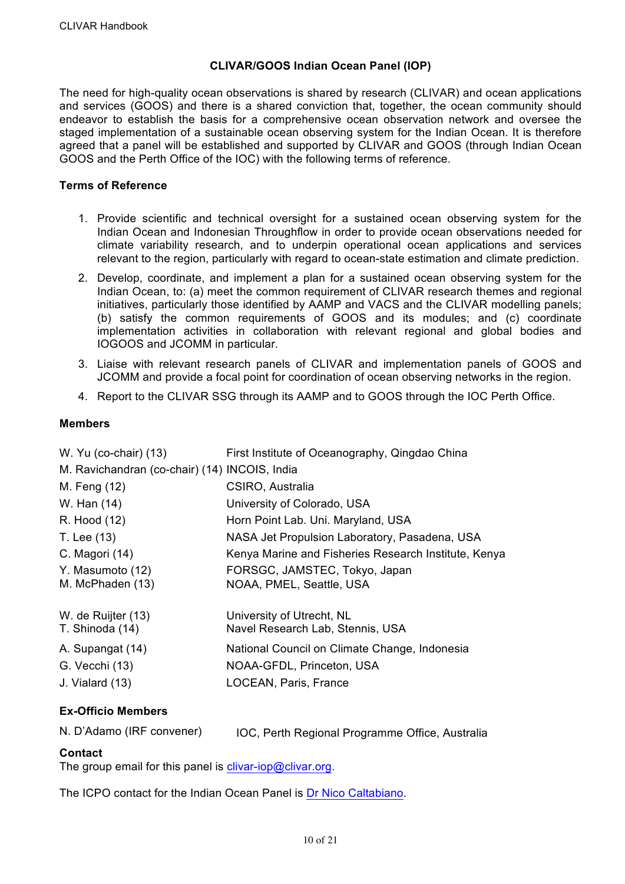## CLIVAR/GOOS Indian Ocean Panel (IOP)

The need for high-quality ocean observations is shared by research (CLIVAR) and ocean applications and services (GOOS) and there is a shared conviction that, together, the ocean community should endeavor to establish the basis for a comprehensive ocean observation network and oversee the staged implementation of a sustainable ocean observing system for the Indian Ocean. It is therefore agreed that a panel will be established and supported by CLIVAR and GOOS (through Indian Ocean GOOS and the Perth Office of the IOC) with the following terms of reference.

### Terms of Reference

1. Provide scientific and technical oversight for a sustained ocean observing system for the Indian Ocean and Indonesian Throughflow in order to provide ocean observations needed for climate variability research, and to underpin operational ocean applications and services relevant to the region, particularly with regard to ocean-state estimation and climate prediction.
2. Develop, coordinate, and implement a plan for a sustained ocean observing system for the Indian Ocean, to: (a) meet the common requirement of CLIVAR research themes and regional initiatives, particularly those identified by AAMP and VACS and the CLIVAR modelling panels; (b) satisfy the common requirements of GOOS and its modules; and (c) coordinate implementation activities in collaboration with relevant regional and global bodies and IOGOOS and JCOMM in particular.
3. Liaise with relevant research panels of CLIVAR and implementation panels of GOOS and JCOMM and provide a focal point for coordination of ocean observing networks in the region.
4. Report to the CLIVAR SSG through its AAMP and to GOOS through the IOC Perth Office.

### Members

| | |
|---|---|
| W. Yu (co-chair) (13) | First Institute of Oceanography, Qingdao China |
| M. Ravichandran (co-chair) (14) | INCOIS, India |
| M. Feng (12) | CSIRO, Australia |
| W. Han (14) | University of Colorado, USA |
| R. Hood (12) | Horn Point Lab. Uni. Maryland, USA |
| T. Lee (13) | NASA Jet Propulsion Laboratory, Pasadena, USA |
| C. Magori (14) | Kenya Marine and Fisheries Research Institute, Kenya |
| Y. Masumoto (12) | FORSGC, JAMSTEC, Tokyo, Japan |
| M. McPhaden (13) | NOAA, PMEL, Seattle, USA |
| W. de Ruijter (13) | University of Utrecht, NL |
| T. Shinoda (14) | Navel Research Lab, Stennis, USA |
| A. Supangat (14) | National Council on Climate Change, Indonesia |
| G. Vecchi (13) | NOAA-GFDL, Princeton, USA |
| J. Vialard (13) | LOCEAN, Paris, France |

### Ex-Officio Members

| | |
|---|---|
| N. D'Adamo (IRF convener) | IOC, Perth Regional Programme Office, Australia |

### Contact

The group email for this panel is clivar-iop@clivar.org.

The ICPO contact for the Indian Ocean Panel is Dr Nico Caltabiano.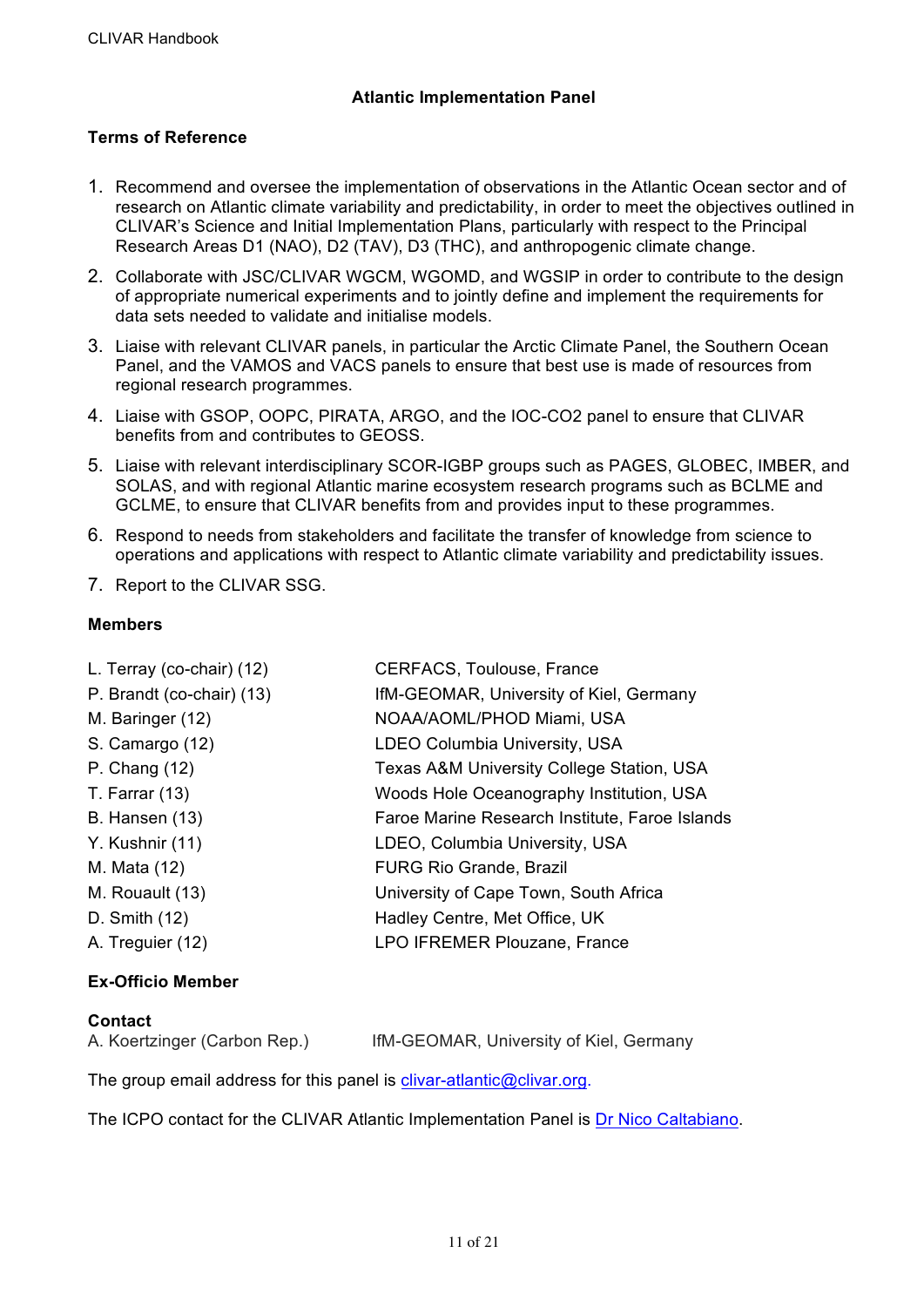## Atlantic Implementation Panel

### Terms of Reference

1. Recommend and oversee the implementation of observations in the Atlantic Ocean sector and of research on Atlantic climate variability and predictability, in order to meet the objectives outlined in CLIVAR's Science and Initial Implementation Plans, particularly with respect to the Principal Research Areas D1 (NAO), D2 (TAV), D3 (THC), and anthropogenic climate change.
2. Collaborate with JSC/CLIVAR WGCM, WGOMD, and WGSIP in order to contribute to the design of appropriate numerical experiments and to jointly define and implement the requirements for data sets needed to validate and initialise models.
3. Liaise with relevant CLIVAR panels, in particular the Arctic Climate Panel, the Southern Ocean Panel, and the VAMOS and VACS panels to ensure that best use is made of resources from regional research programmes.
4. Liaise with GSOP, OOPC, PIRATA, ARGO, and the IOC-CO2 panel to ensure that CLIVAR benefits from and contributes to GEOSS.
5. Liaise with relevant interdisciplinary SCOR-IGBP groups such as PAGES, GLOBEC, IMBER, and SOLAS, and with regional Atlantic marine ecosystem research programs such as BCLME and GCLME, to ensure that CLIVAR benefits from and provides input to these programmes.
6. Respond to needs from stakeholders and facilitate the transfer of knowledge from science to operations and applications with respect to Atlantic climate variability and predictability issues.
7. Report to the CLIVAR SSG.

### Members

| | |
|---|---|
| L. Terray (co-chair) (12) | CERFACS, Toulouse, France |
| P. Brandt (co-chair) (13) | IfM-GEOMAR, University of Kiel, Germany |
| M. Baringer (12) | NOAA/AOML/PHOD Miami, USA |
| S. Camargo (12) | LDEO Columbia University, USA |
| P. Chang (12) | Texas A&M University College Station, USA |
| T. Farrar (13) | Woods Hole Oceanography Institution, USA |
| B. Hansen (13) | Faroe Marine Research Institute, Faroe Islands |
| Y. Kushnir (11) | LDEO, Columbia University, USA |
| M. Mata (12) | FURG Rio Grande, Brazil |
| M. Rouault (13) | University of Cape Town, South Africa |
| D. Smith (12) | Hadley Centre, Met Office, UK |
| A. Treguier (12) | LPO IFREMER Plouzane, France |

### Ex-Officio Member

### Contact

A. Koertzinger (Carbon Rep.) IfM-GEOMAR, University of Kiel, Germany

The group email address for this panel is clivar-atlantic@clivar.org.

The ICPO contact for the CLIVAR Atlantic Implementation Panel is Dr Nico Caltabiano.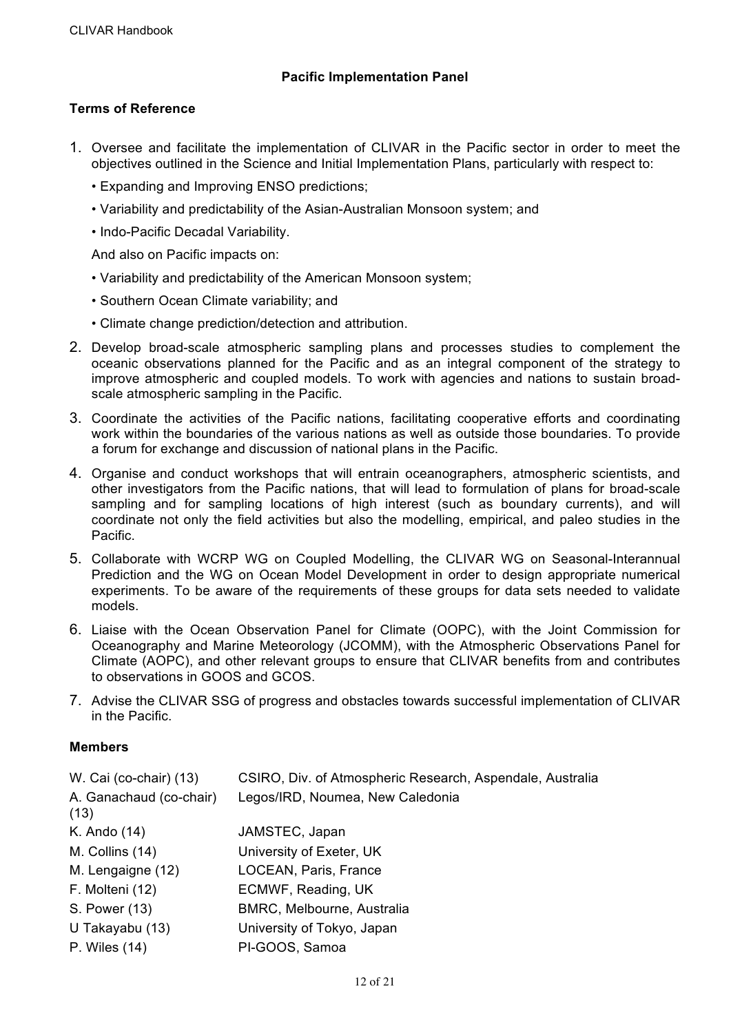## Pacific Implementation Panel

### Terms of Reference

1. Oversee and facilitate the implementation of CLIVAR in the Pacific sector in order to meet the objectives outlined in the Science and Initial Implementation Plans, particularly with respect to:
   - Expanding and Improving ENSO predictions;
   - Variability and predictability of the Asian-Australian Monsoon system; and
   - Indo-Pacific Decadal Variability.

   And also on Pacific impacts on:
   - Variability and predictability of the American Monsoon system;
   - Southern Ocean Climate variability; and
   - Climate change prediction/detection and attribution.
2. Develop broad-scale atmospheric sampling plans and processes studies to complement the oceanic observations planned for the Pacific and as an integral component of the strategy to improve atmospheric and coupled models. To work with agencies and nations to sustain broad-scale atmospheric sampling in the Pacific.
3. Coordinate the activities of the Pacific nations, facilitating cooperative efforts and coordinating work within the boundaries of the various nations as well as outside those boundaries. To provide a forum for exchange and discussion of national plans in the Pacific.
4. Organise and conduct workshops that will entrain oceanographers, atmospheric scientists, and other investigators from the Pacific nations, that will lead to formulation of plans for broad-scale sampling and for sampling locations of high interest (such as boundary currents), and will coordinate not only the field activities but also the modelling, empirical, and paleo studies in the Pacific.
5. Collaborate with WCRP WG on Coupled Modelling, the CLIVAR WG on Seasonal-Interannual Prediction and the WG on Ocean Model Development in order to design appropriate numerical experiments. To be aware of the requirements of these groups for data sets needed to validate models.
6. Liaise with the Ocean Observation Panel for Climate (OOPC), with the Joint Commission for Oceanography and Marine Meteorology (JCOMM), with the Atmospheric Observations Panel for Climate (AOPC), and other relevant groups to ensure that CLIVAR benefits from and contributes to observations in GOOS and GCOS.
7. Advise the CLIVAR SSG of progress and obstacles towards successful implementation of CLIVAR in the Pacific.

### Members

| | |
|---|---|
| W. Cai (co-chair) (13) | CSIRO, Div. of Atmospheric Research, Aspendale, Australia |
| A. Ganachaud (co-chair) (13) | Legos/IRD, Noumea, New Caledonia |
| K. Ando (14) | JAMSTEC, Japan |
| M. Collins (14) | University of Exeter, UK |
| M. Lengaigne (12) | LOCEAN, Paris, France |
| F. Molteni (12) | ECMWF, Reading, UK |
| S. Power (13) | BMRC, Melbourne, Australia |
| U Takayabu (13) | University of Tokyo, Japan |
| P. Wiles (14) | PI-GOOS, Samoa |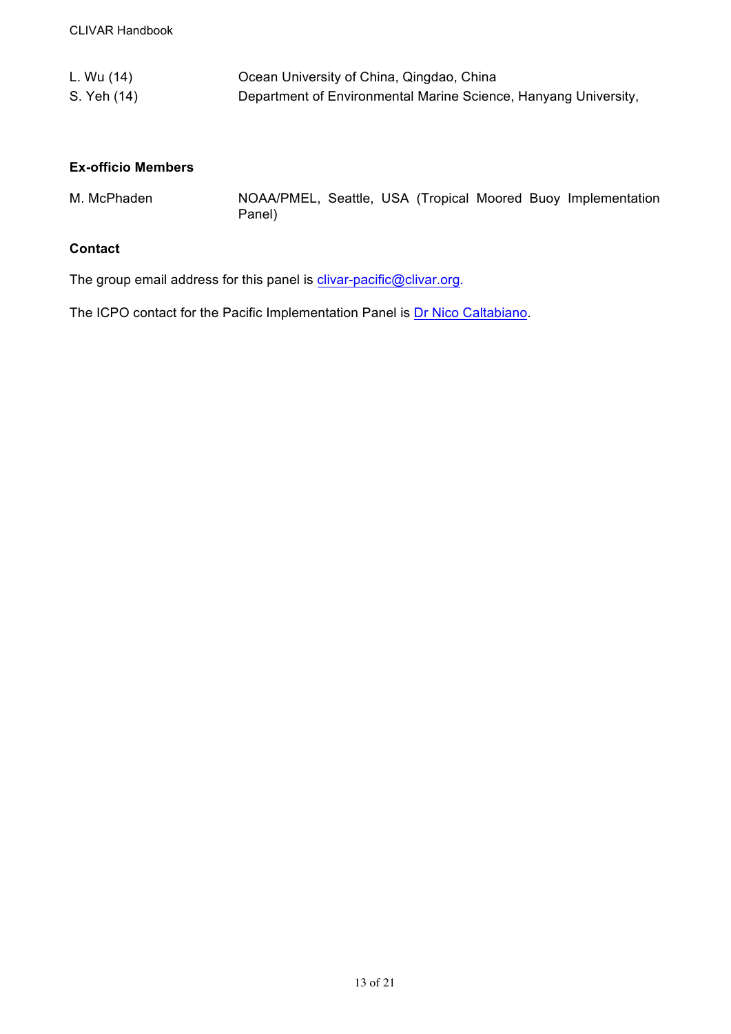| | |
|---|---|
| L. Wu (14) | Ocean University of China, Qingdao, China |
| S. Yeh (14) | Department of Environmental Marine Science, Hanyang University, |

**Ex-officio Members**

| | |
|---|---|
| M. McPhaden | NOAA/PMEL, Seattle, USA (Tropical Moored Buoy Implementation Panel) |

**Contact**

The group email address for this panel is clivar-pacific@clivar.org.

The ICPO contact for the Pacific Implementation Panel is Dr Nico Caltabiano.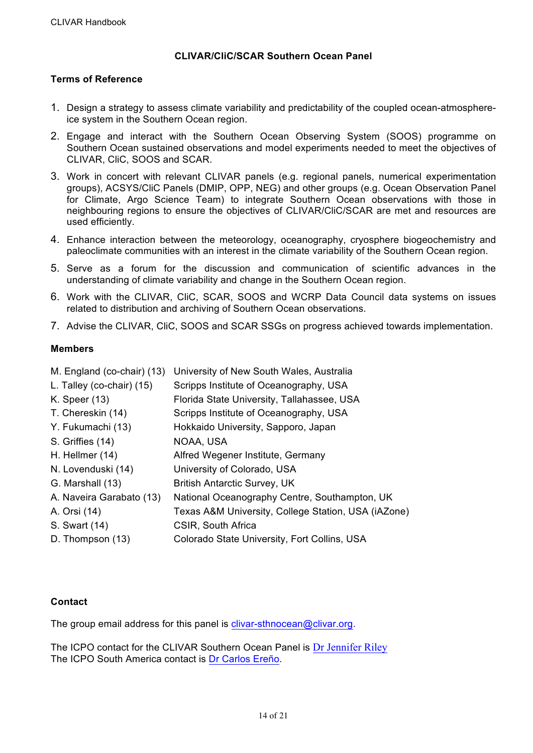## CLIVAR/CliC/SCAR Southern Ocean Panel

### Terms of Reference

1. Design a strategy to assess climate variability and predictability of the coupled ocean-atmosphere-ice system in the Southern Ocean region.
2. Engage and interact with the Southern Ocean Observing System (SOOS) programme on Southern Ocean sustained observations and model experiments needed to meet the objectives of CLIVAR, CliC, SOOS and SCAR.
3. Work in concert with relevant CLIVAR panels (e.g. regional panels, numerical experimentation groups), ACSYS/CliC Panels (DMIP, OPP, NEG) and other groups (e.g. Ocean Observation Panel for Climate, Argo Science Team) to integrate Southern Ocean observations with those in neighbouring regions to ensure the objectives of CLIVAR/CliC/SCAR are met and resources are used efficiently.
4. Enhance interaction between the meteorology, oceanography, cryosphere biogeochemistry and paleoclimate communities with an interest in the climate variability of the Southern Ocean region.
5. Serve as a forum for the discussion and communication of scientific advances in the understanding of climate variability and change in the Southern Ocean region.
6. Work with the CLIVAR, CliC, SCAR, SOOS and WCRP Data Council data systems on issues related to distribution and archiving of Southern Ocean observations.
7. Advise the CLIVAR, CliC, SOOS and SCAR SSGs on progress achieved towards implementation.

### Members

| | |
|---|---|
| M. England (co-chair) (13) | University of New South Wales, Australia |
| L. Talley (co-chair) (15) | Scripps Institute of Oceanography, USA |
| K. Speer (13) | Florida State University, Tallahassee, USA |
| T. Chereskin (14) | Scripps Institute of Oceanography, USA |
| Y. Fukumachi (13) | Hokkaido University, Sapporo, Japan |
| S. Griffies (14) | NOAA, USA |
| H. Hellmer (14) | Alfred Wegener Institute, Germany |
| N. Lovenduski (14) | University of Colorado, USA |
| G. Marshall (13) | British Antarctic Survey, UK |
| A. Naveira Garabato (13) | National Oceanography Centre, Southampton, UK |
| A. Orsi (14) | Texas A&M University, College Station, USA (iAZone) |
| S. Swart (14) | CSIR, South Africa |
| D. Thompson (13) | Colorado State University, Fort Collins, USA |

### Contact

The group email address for this panel is clivar-sthnocean@clivar.org.

The ICPO contact for the CLIVAR Southern Ocean Panel is Dr Jennifer Riley
The ICPO South America contact is Dr Carlos Ereño.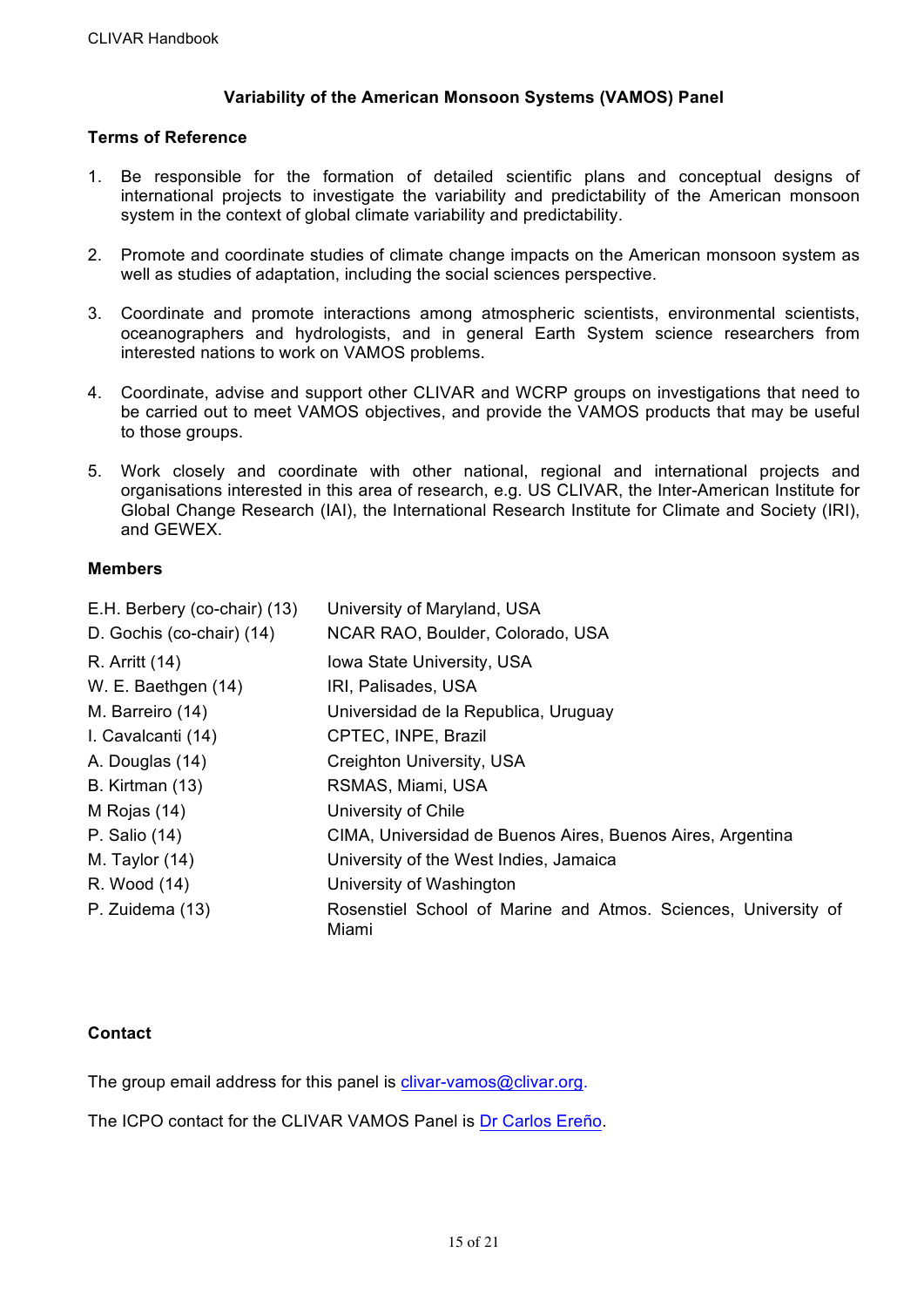## Variability of the American Monsoon Systems (VAMOS) Panel

### Terms of Reference

1. Be responsible for the formation of detailed scientific plans and conceptual designs of international projects to investigate the variability and predictability of the American monsoon system in the context of global climate variability and predictability.

2. Promote and coordinate studies of climate change impacts on the American monsoon system as well as studies of adaptation, including the social sciences perspective.

3. Coordinate and promote interactions among atmospheric scientists, environmental scientists, oceanographers and hydrologists, and in general Earth System science researchers from interested nations to work on VAMOS problems.

4. Coordinate, advise and support other CLIVAR and WCRP groups on investigations that need to be carried out to meet VAMOS objectives, and provide the VAMOS products that may be useful to those groups.

5. Work closely and coordinate with other national, regional and international projects and organisations interested in this area of research, e.g. US CLIVAR, the Inter-American Institute for Global Change Research (IAI), the International Research Institute for Climate and Society (IRI), and GEWEX.

### Members

| | |
|---|---|
| E.H. Berbery (co-chair) (13) | University of Maryland, USA |
| D. Gochis (co-chair) (14) | NCAR RAO, Boulder, Colorado, USA |
| R. Arritt (14) | Iowa State University, USA |
| W. E. Baethgen (14) | IRI, Palisades, USA |
| M. Barreiro (14) | Universidad de la Republica, Uruguay |
| I. Cavalcanti (14) | CPTEC, INPE, Brazil |
| A. Douglas (14) | Creighton University, USA |
| B. Kirtman (13) | RSMAS, Miami, USA |
| M Rojas (14) | University of Chile |
| P. Salio (14) | CIMA, Universidad de Buenos Aires, Buenos Aires, Argentina |
| M. Taylor (14) | University of the West Indies, Jamaica |
| R. Wood (14) | University of Washington |
| P. Zuidema (13) | Rosenstiel School of Marine and Atmos. Sciences, University of Miami |

### Contact

The group email address for this panel is clivar-vamos@clivar.org.

The ICPO contact for the CLIVAR VAMOS Panel is Dr Carlos Ereño.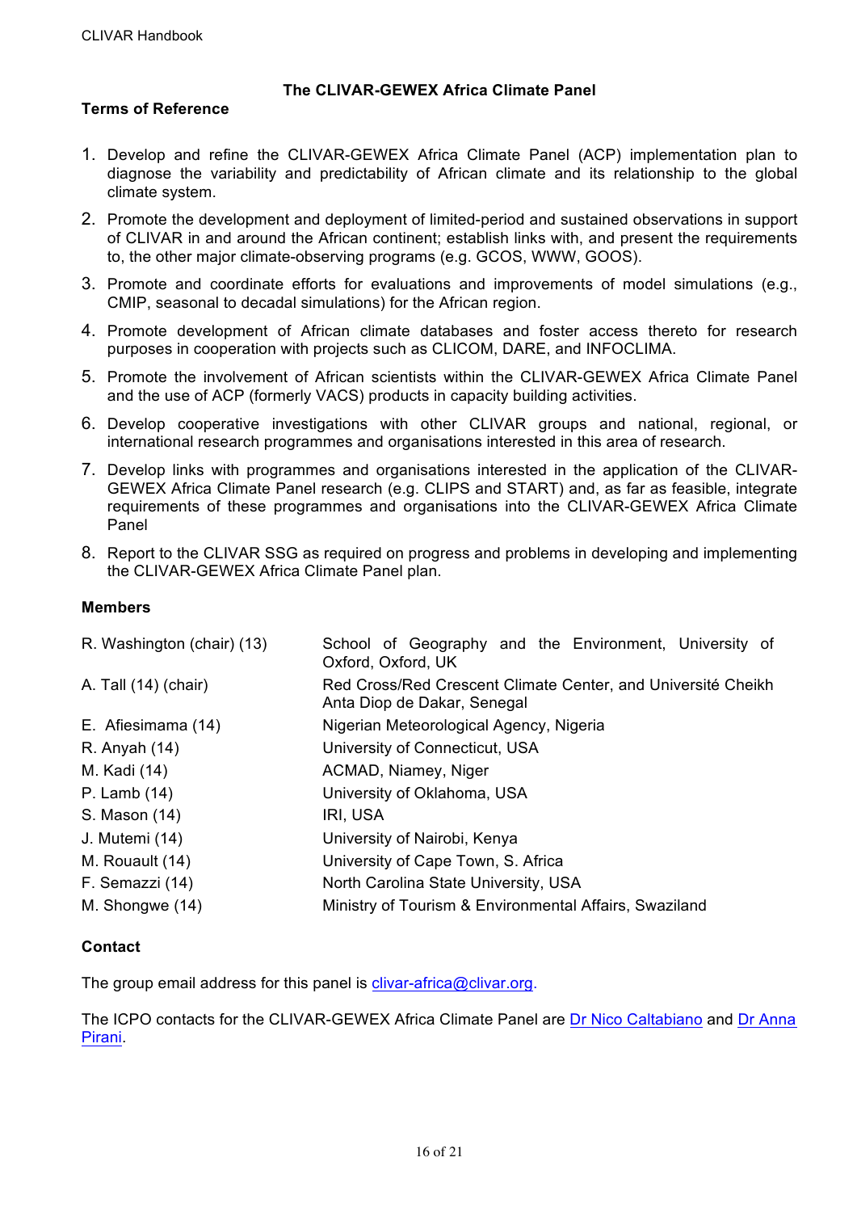## The CLIVAR-GEWEX Africa Climate Panel

### Terms of Reference

1. Develop and refine the CLIVAR-GEWEX Africa Climate Panel (ACP) implementation plan to diagnose the variability and predictability of African climate and its relationship to the global climate system.
2. Promote the development and deployment of limited-period and sustained observations in support of CLIVAR in and around the African continent; establish links with, and present the requirements to, the other major climate-observing programs (e.g. GCOS, WWW, GOOS).
3. Promote and coordinate efforts for evaluations and improvements of model simulations (e.g., CMIP, seasonal to decadal simulations) for the African region.
4. Promote development of African climate databases and foster access thereto for research purposes in cooperation with projects such as CLICOM, DARE, and INFOCLIMA.
5. Promote the involvement of African scientists within the CLIVAR-GEWEX Africa Climate Panel and the use of ACP (formerly VACS) products in capacity building activities.
6. Develop cooperative investigations with other CLIVAR groups and national, regional, or international research programmes and organisations interested in this area of research.
7. Develop links with programmes and organisations interested in the application of the CLIVAR-GEWEX Africa Climate Panel research (e.g. CLIPS and START) and, as far as feasible, integrate requirements of these programmes and organisations into the CLIVAR-GEWEX Africa Climate Panel
8. Report to the CLIVAR SSG as required on progress and problems in developing and implementing the CLIVAR-GEWEX Africa Climate Panel plan.

### Members

| | |
|---|---|
| R. Washington (chair) (13) | School of Geography and the Environment, University of Oxford, Oxford, UK |
| A. Tall (14) (chair) | Red Cross/Red Crescent Climate Center, and Université Cheikh Anta Diop de Dakar, Senegal |
| E. Afiesimama (14) | Nigerian Meteorological Agency, Nigeria |
| R. Anyah (14) | University of Connecticut, USA |
| M. Kadi (14) | ACMAD, Niamey, Niger |
| P. Lamb (14) | University of Oklahoma, USA |
| S. Mason (14) | IRI, USA |
| J. Mutemi (14) | University of Nairobi, Kenya |
| M. Rouault (14) | University of Cape Town, S. Africa |
| F. Semazzi (14) | North Carolina State University, USA |
| M. Shongwe (14) | Ministry of Tourism & Environmental Affairs, Swaziland |

### Contact

The group email address for this panel is clivar-africa@clivar.org.

The ICPO contacts for the CLIVAR-GEWEX Africa Climate Panel are Dr Nico Caltabiano and Dr Anna Pirani.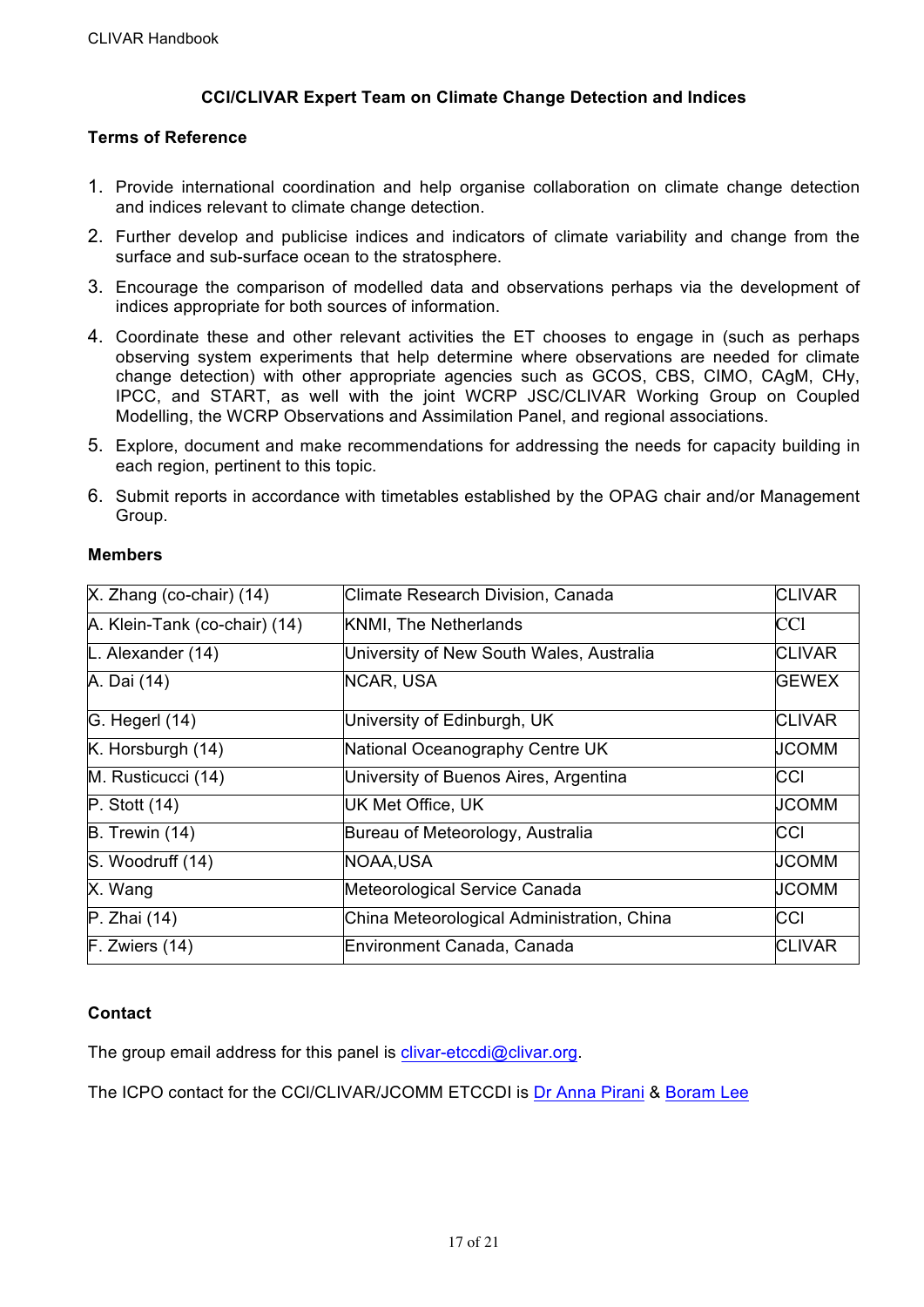## CCI/CLIVAR Expert Team on Climate Change Detection and Indices

### Terms of Reference

1. Provide international coordination and help organise collaboration on climate change detection and indices relevant to climate change detection.
2. Further develop and publicise indices and indicators of climate variability and change from the surface and sub-surface ocean to the stratosphere.
3. Encourage the comparison of modelled data and observations perhaps via the development of indices appropriate for both sources of information.
4. Coordinate these and other relevant activities the ET chooses to engage in (such as perhaps observing system experiments that help determine where observations are needed for climate change detection) with other appropriate agencies such as GCOS, CBS, CIMO, CAgM, CHy, IPCC, and START, as well with the joint WCRP JSC/CLIVAR Working Group on Coupled Modelling, the WCRP Observations and Assimilation Panel, and regional associations.
5. Explore, document and make recommendations for addressing the needs for capacity building in each region, pertinent to this topic.
6. Submit reports in accordance with timetables established by the OPAG chair and/or Management Group.

### Members

| | | |
|---|---|---|
| X. Zhang (co-chair) (14) | Climate Research Division, Canada | CLIVAR |
| A. Klein-Tank (co-chair) (14) | KNMI, The Netherlands | CCl |
| L. Alexander (14) | University of New South Wales, Australia | CLIVAR |
| A. Dai (14) | NCAR, USA | GEWEX |
| G. Hegerl (14) | University of Edinburgh, UK | CLIVAR |
| K. Horsburgh (14) | National Oceanography Centre UK | JCOMM |
| M. Rusticucci (14) | University of Buenos Aires, Argentina | CCl |
| P. Stott (14) | UK Met Office, UK | JCOMM |
| B. Trewin (14) | Bureau of Meteorology, Australia | CCl |
| S. Woodruff (14) | NOAA,USA | JCOMM |
| X. Wang | Meteorological Service Canada | JCOMM |
| P. Zhai (14) | China Meteorological Administration, China | CCl |
| F. Zwiers (14) | Environment Canada, Canada | CLIVAR |

### Contact

The group email address for this panel is clivar-etccdi@clivar.org.

The ICPO contact for the CCl/CLIVAR/JCOMM ETCCDI is Dr Anna Pirani & Boram Lee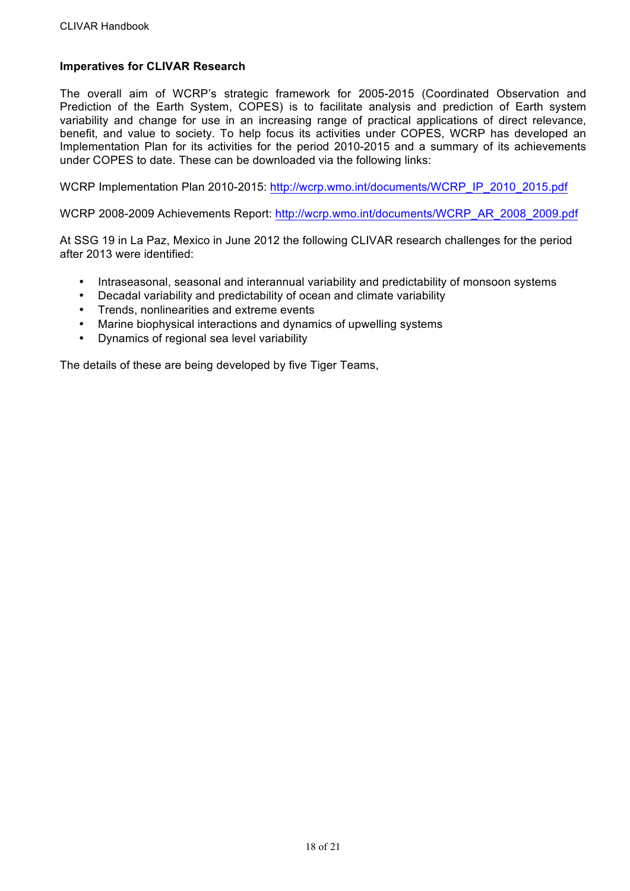### Imperatives for CLIVAR Research

The overall aim of WCRP's strategic framework for 2005-2015 (Coordinated Observation and Prediction of the Earth System, COPES) is to facilitate analysis and prediction of Earth system variability and change for use in an increasing range of practical applications of direct relevance, benefit, and value to society. To help focus its activities under COPES, WCRP has developed an Implementation Plan for its activities for the period 2010-2015 and a summary of its achievements under COPES to date. These can be downloaded via the following links:

WCRP Implementation Plan 2010-2015: http://wcrp.wmo.int/documents/WCRP_IP_2010_2015.pdf

WCRP 2008-2009 Achievements Report: http://wcrp.wmo.int/documents/WCRP_AR_2008_2009.pdf

At SSG 19 in La Paz, Mexico in June 2012 the following CLIVAR research challenges for the period after 2013 were identified:

- Intraseasonal, seasonal and interannual variability and predictability of monsoon systems
- Decadal variability and predictability of ocean and climate variability
- Trends, nonlinearities and extreme events
- Marine biophysical interactions and dynamics of upwelling systems
- Dynamics of regional sea level variability

The details of these are being developed by five Tiger Teams,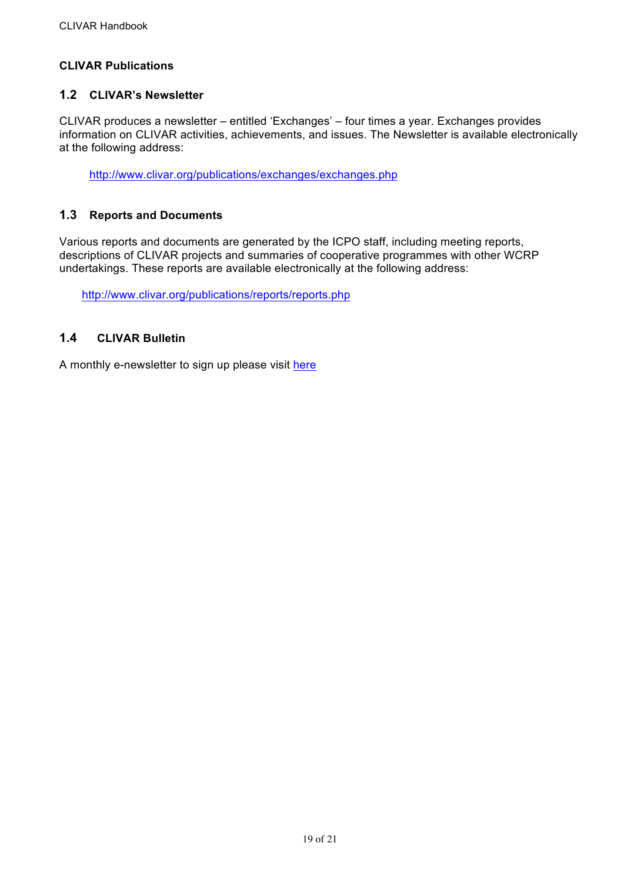## CLIVAR Publications

### 1.2 CLIVAR's Newsletter

CLIVAR produces a newsletter – entitled 'Exchanges' – four times a year. Exchanges provides information on CLIVAR activities, achievements, and issues. The Newsletter is available electronically at the following address:

http://www.clivar.org/publications/exchanges/exchanges.php

### 1.3 Reports and Documents

Various reports and documents are generated by the ICPO staff, including meeting reports, descriptions of CLIVAR projects and summaries of cooperative programmes with other WCRP undertakings. These reports are available electronically at the following address:

http://www.clivar.org/publications/reports/reports.php

### 1.4 CLIVAR Bulletin

A monthly e-newsletter to sign up please visit here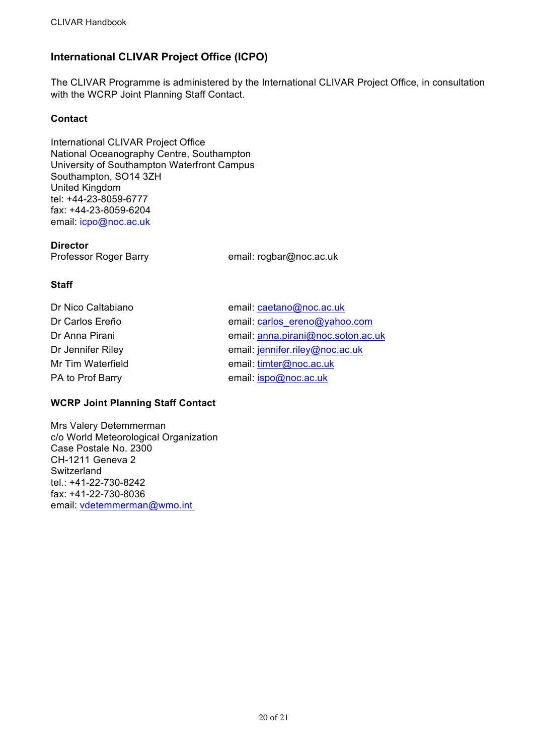## International CLIVAR Project Office (ICPO)

The CLIVAR Programme is administered by the International CLIVAR Project Office, in consultation with the WCRP Joint Planning Staff Contact.

### Contact

International CLIVAR Project Office
National Oceanography Centre, Southampton
University of Southampton Waterfront Campus
Southampton, SO14 3ZH
United Kingdom
tel: +44-23-8059-6777
fax: +44-23-8059-6204
email: icpo@noc.ac.uk

### Director

Professor Roger Barry — email: rogbar@noc.ac.uk

### Staff

| | |
|---|---|
| Dr Nico Caltabiano | email: caetano@noc.ac.uk |
| Dr Carlos Ereño | email: carlos_ereno@yahoo.com |
| Dr Anna Pirani | email: anna.pirani@noc.soton.ac.uk |
| Dr Jennifer Riley | email: jennifer.riley@noc.ac.uk |
| Mr Tim Waterfield | email: timter@noc.ac.uk |
| PA to Prof Barry | email: ispo@noc.ac.uk |

### WCRP Joint Planning Staff Contact

Mrs Valery Detemmerman
c/o World Meteorological Organization
Case Postale No. 2300
CH-1211 Geneva 2
Switzerland
tel.: +41-22-730-8242
fax: +41-22-730-8036
email: vdetemmerman@wmo.int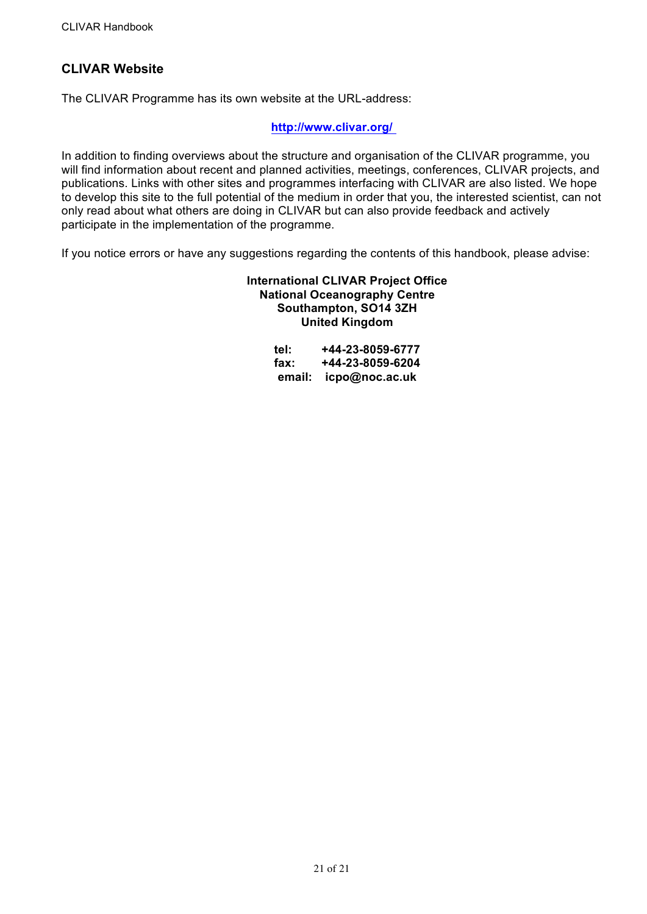## CLIVAR Website

The CLIVAR Programme has its own website at the URL-address:

**http://www.clivar.org/**

In addition to finding overviews about the structure and organisation of the CLIVAR programme, you will find information about recent and planned activities, meetings, conferences, CLIVAR projects, and publications. Links with other sites and programmes interfacing with CLIVAR are also listed. We hope to develop this site to the full potential of the medium in order that you, the interested scientist, can not only read about what others are doing in CLIVAR but can also provide feedback and actively participate in the implementation of the programme.

If you notice errors or have any suggestions regarding the contents of this handbook, please advise:

**International CLIVAR Project Office**
**National Oceanography Centre**
**Southampton, SO14 3ZH**
**United Kingdom**

**tel: +44-23-8059-6777**
**fax: +44-23-8059-6204**
**email: icpo@noc.ac.uk**